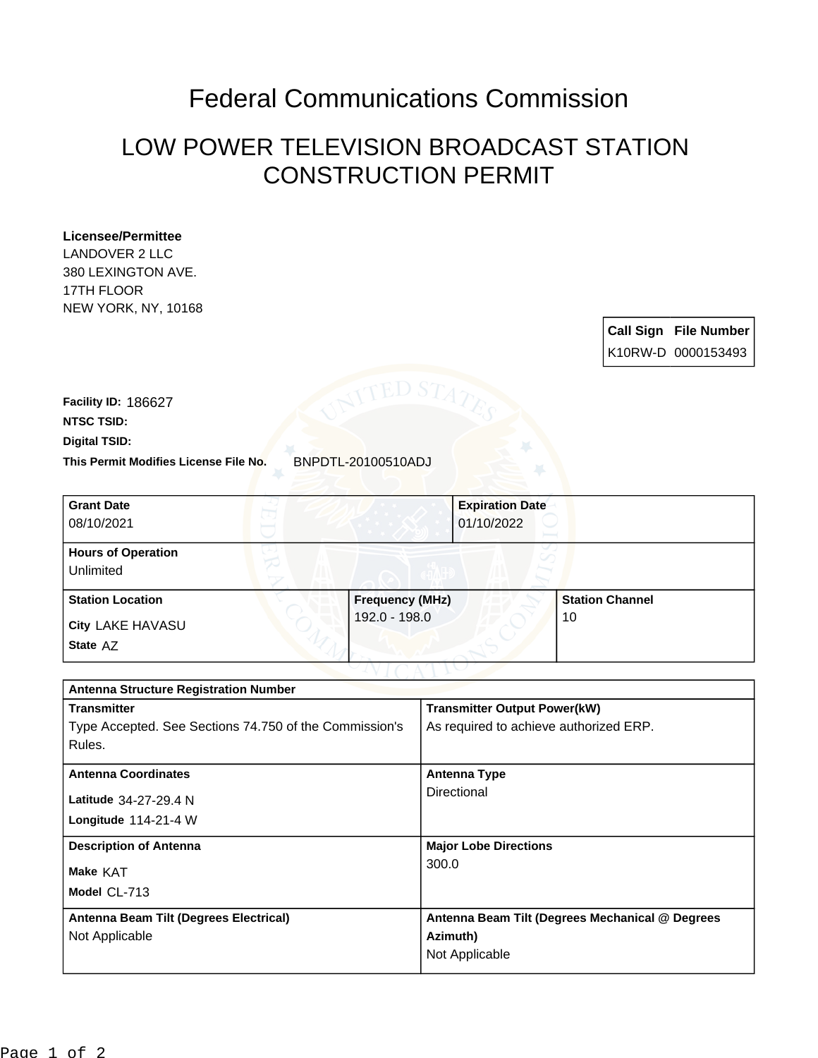# Federal Communications Commission

## LOW POWER TELEVISION BROADCAST STATION CONSTRUCTION PERMIT

**Licensee/Permittee**
LANDOVER 2 LLC
380 LEXINGTON AVE.
17TH FLOOR
NEW YORK, NY, 10168

| Call Sign | File Number |
|---|---|
| K10RW-D | 0000153493 |

**Facility ID:** 186627
**NTSC TSID:**
**Digital TSID:**
**This Permit Modifies License File No.** BNPDTL-20100510ADJ

| Grant Date | Expiration Date | |
|---|---|---|
| 08/10/2021 | 01/10/2022 | |
| **Hours of Operation** | | |
| Unlimited | | |
| **Station Location** | **Frequency (MHz)** | **Station Channel** |
| City LAKE HAVASU<br>State AZ | 192.0 - 198.0 | 10 |

| Antenna Structure Registration Number | |
|---|---|
| **Transmitter**<br>Type Accepted. See Sections 74.750 of the Commission's Rules. | **Transmitter Output Power(kW)**<br>As required to achieve authorized ERP. |
| **Antenna Coordinates**<br>Latitude 34-27-29.4 N<br>Longitude 114-21-4 W | **Antenna Type**<br>Directional |
| **Description of Antenna**<br>Make KAT<br>Model CL-713 | **Major Lobe Directions**<br>300.0 |
| **Antenna Beam Tilt (Degrees Electrical)**<br>Not Applicable | **Antenna Beam Tilt (Degrees Mechanical @ Degrees Azimuth)**<br>Not Applicable |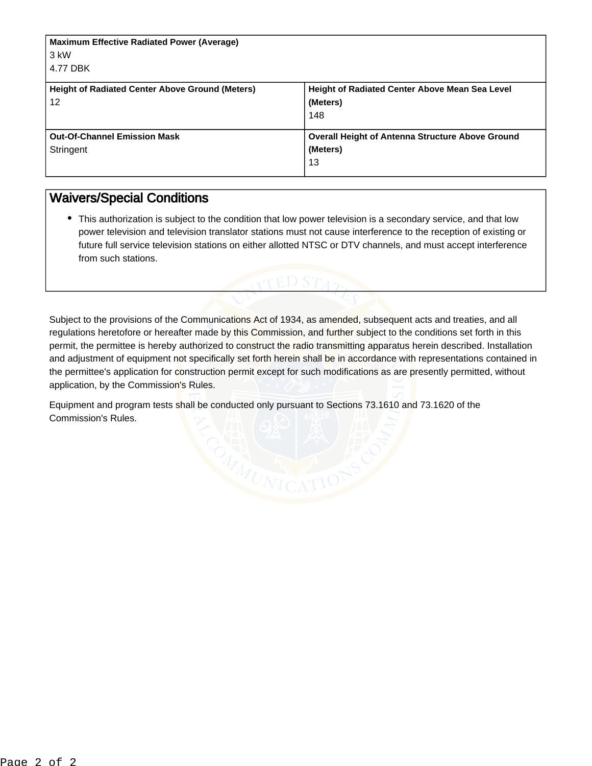| | |
|---|---|
| **Maximum Effective Radiated Power (Average)**<br>3 kW<br>4.77 DBK | |
| **Height of Radiated Center Above Ground (Meters)**<br>12 | **Height of Radiated Center Above Mean Sea Level (Meters)**<br>148 |
| **Out-Of-Channel Emission Mask**<br>Stringent | **Overall Height of Antenna Structure Above Ground (Meters)**<br>13 |

## Waivers/Special Conditions

- This authorization is subject to the condition that low power television is a secondary service, and that low power television and television translator stations must not cause interference to the reception of existing or future full service television stations on either allotted NTSC or DTV channels, and must accept interference from such stations.

Subject to the provisions of the Communications Act of 1934, as amended, subsequent acts and treaties, and all regulations heretofore or hereafter made by this Commission, and further subject to the conditions set forth in this permit, the permittee is hereby authorized to construct the radio transmitting apparatus herein described. Installation and adjustment of equipment not specifically set forth herein shall be in accordance with representations contained in the permittee's application for construction permit except for such modifications as are presently permitted, without application, by the Commission's Rules.

Equipment and program tests shall be conducted only pursuant to Sections 73.1610 and 73.1620 of the Commission's Rules.